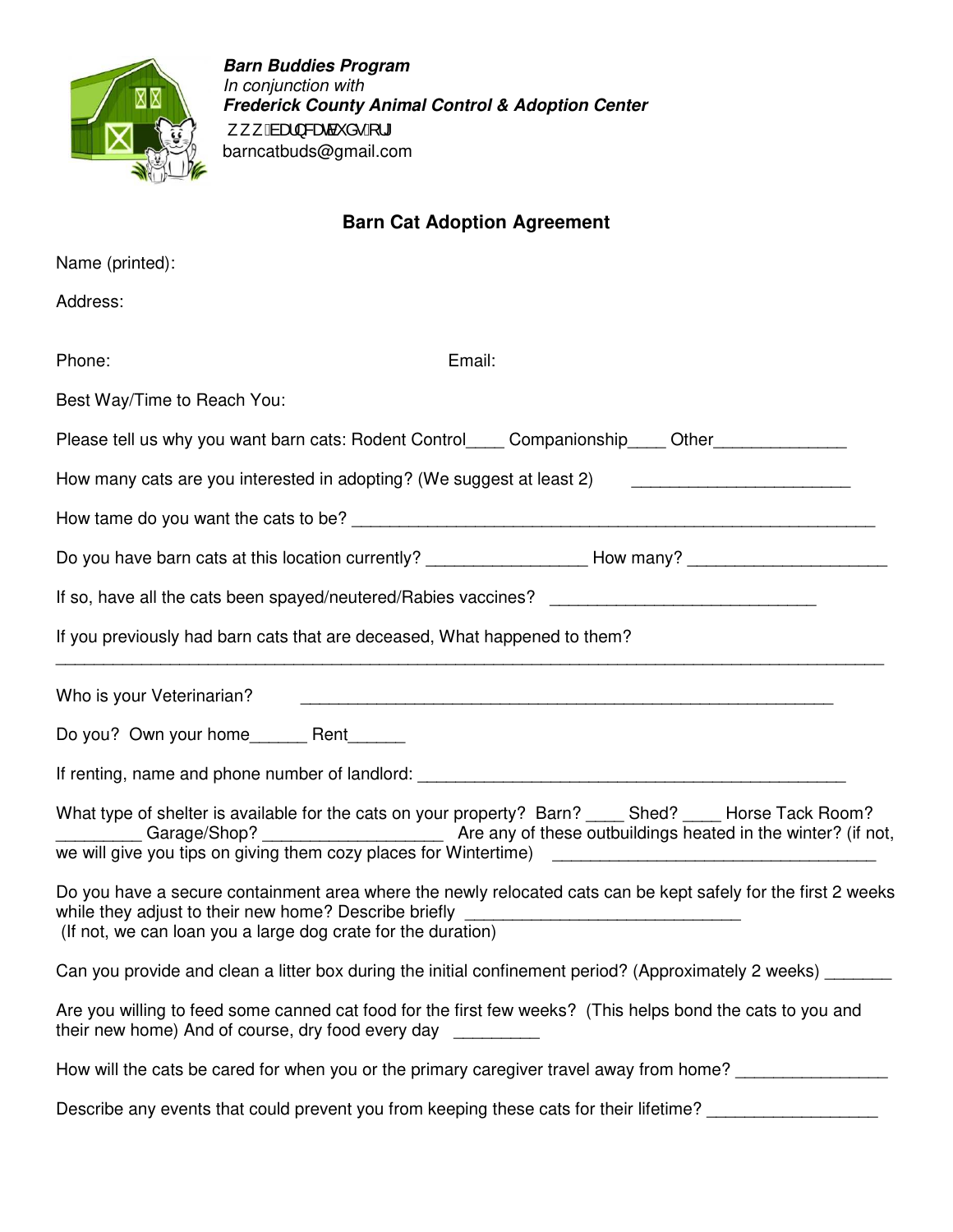***Barn Buddies Program***
*In conjunction with*
***Frederick County Animal Control & Adoption Center***
ZZZ EDUQFDWEXGV RUJ
barncatbuds@gmail.com

## Barn Cat Adoption Agreement

Name (printed):

Address:

Phone: Email:

Best Way/Time to Reach You:

Please tell us why you want barn cats: Rodent Control____ Companionship____ Other______________

How many cats are you interested in adopting? (We suggest at least 2) _______________________

How tame do you want the cats to be? _______________________________________________________

Do you have barn cats at this location currently? ________________ How many? ____________________

If so, have all the cats been spayed/neutered/Rabies vaccines? ____________________________

If you previously had barn cats that are deceased, What happened to them?
_____________________________________________________________________________________

Who is your Veterinarian? ________________________________________________________

Do you? Own your home______ Rent______

If renting, name and phone number of landlord: _____________________________________________

What type of shelter is available for the cats on your property? Barn? ____ Shed? ____ Horse Tack Room? _________ Garage/Shop? ___________________ Are any of these outbuildings heated in the winter? (if not, we will give you tips on giving them cozy places for Wintertime) _________________________________

Do you have a secure containment area where the newly relocated cats can be kept safely for the first 2 weeks while they adjust to their new home? Describe briefly _____________________________
(If not, we can loan you a large dog crate for the duration)

Can you provide and clean a litter box during the initial confinement period? (Approximately 2 weeks) _______

Are you willing to feed some canned cat food for the first few weeks? (This helps bond the cats to you and their new home) And of course, dry food every day _________

How will the cats be cared for when you or the primary caregiver travel away from home? _______________

Describe any events that could prevent you from keeping these cats for their lifetime? __________________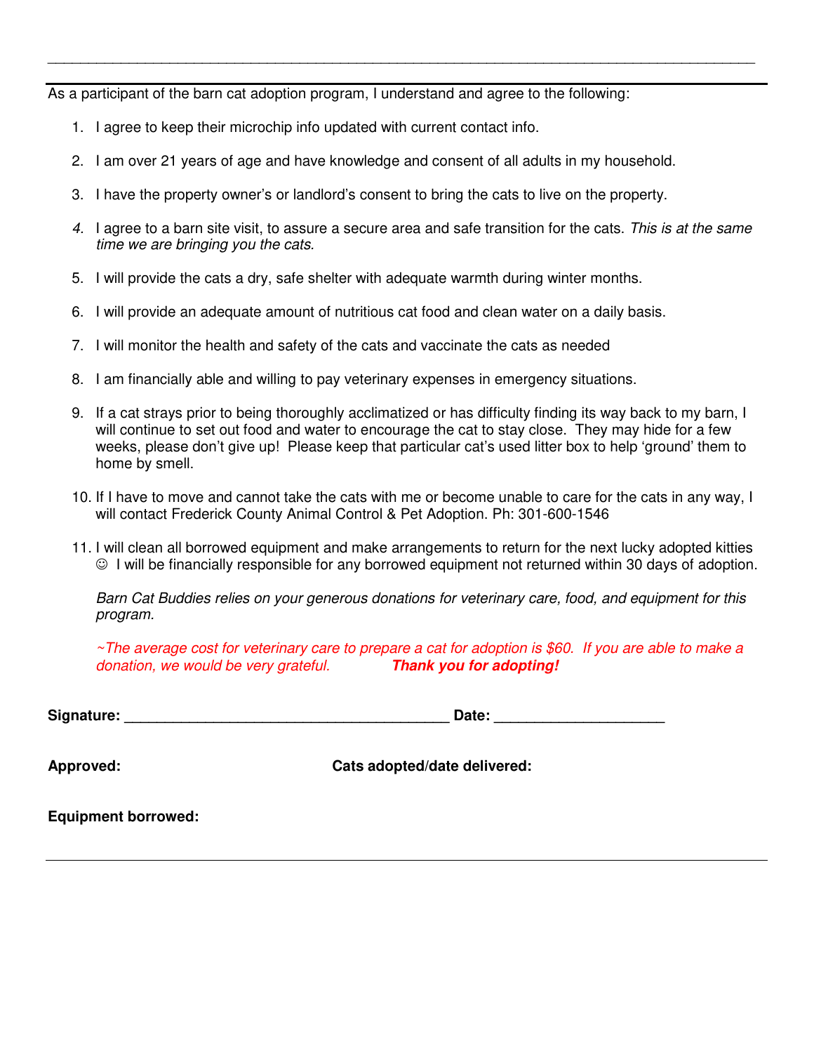As a participant of the barn cat adoption program, I understand and agree to the following:

1. I agree to keep their microchip info updated with current contact info.
2. I am over 21 years of age and have knowledge and consent of all adults in my household.
3. I have the property owner's or landlord's consent to bring the cats to live on the property.
4. I agree to a barn site visit, to assure a secure area and safe transition for the cats. *This is at the same time we are bringing you the cats.*
5. I will provide the cats a dry, safe shelter with adequate warmth during winter months.
6. I will provide an adequate amount of nutritious cat food and clean water on a daily basis.
7. I will monitor the health and safety of the cats and vaccinate the cats as needed
8. I am financially able and willing to pay veterinary expenses in emergency situations.
9. If a cat strays prior to being thoroughly acclimatized or has difficulty finding its way back to my barn, I will continue to set out food and water to encourage the cat to stay close. They may hide for a few weeks, please don't give up! Please keep that particular cat's used litter box to help 'ground' them to home by smell.
10. If I have to move and cannot take the cats with me or become unable to care for the cats in any way, I will contact Frederick County Animal Control & Pet Adoption. Ph: 301-600-1546
11. I will clean all borrowed equipment and make arrangements to return for the next lucky adopted kitties ☺ I will be financially responsible for any borrowed equipment not returned within 30 days of adoption.

*Barn Cat Buddies relies on your generous donations for veterinary care, food, and equipment for this program.*

*~The average cost for veterinary care to prepare a cat for adoption is $60. If you are able to make a donation, we would be very grateful.* ***Thank you for adopting!***

**Signature:** ________________________________________ **Date:** ____________________

**Approved:** **Cats adopted/date delivered:**

**Equipment borrowed:**